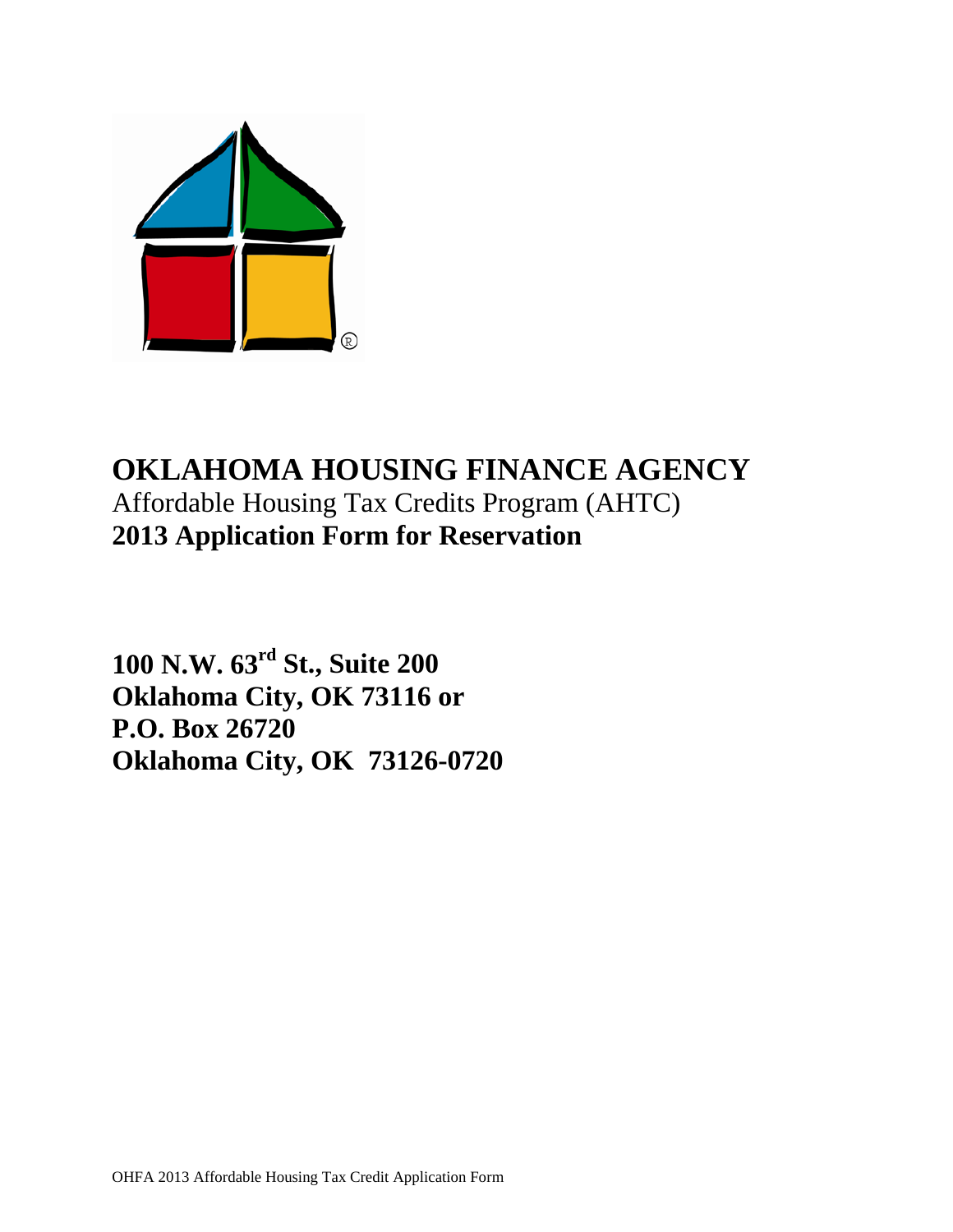# OKLAHOMA HOUSING FINANCE AGENCY

Affordable Housing Tax Credits Program (AHTC)

**2013 Application Form for Reservation**

**100 N.W. 63rd St., Suite 200**
**Oklahoma City, OK 73116 or**
**P.O. Box 26720**
**Oklahoma City, OK 73126-0720**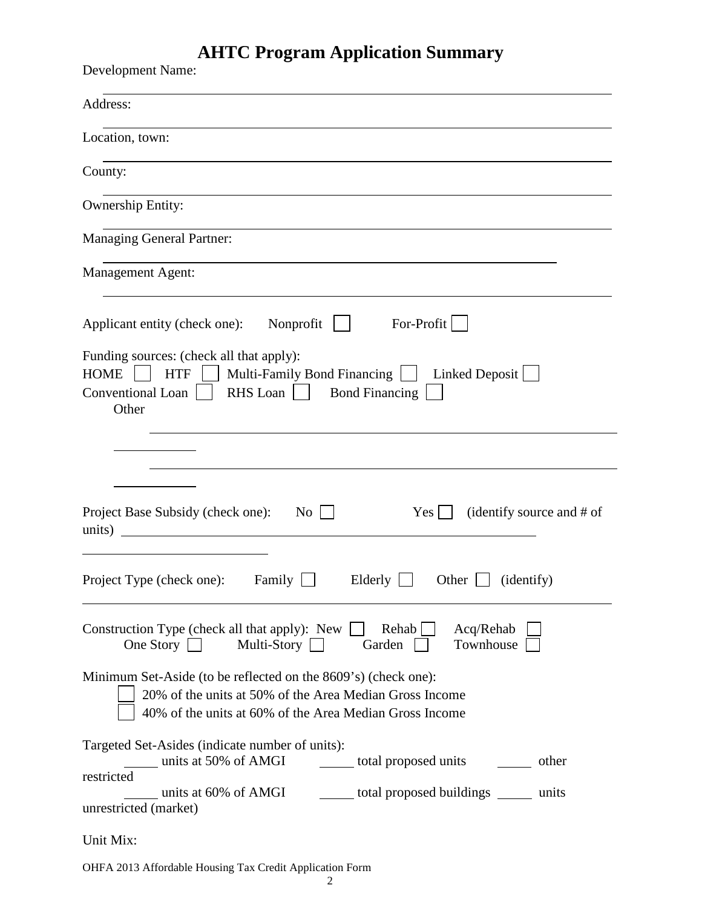# AHTC Program Application Summary

Development Name: ______________________________

Address: ______________________________

Location, town: ______________________________

County: ______________________________

Ownership Entity: ______________________________

Managing General Partner: ______________________________

Management Agent: ______________________________

Applicant entity (check one): Nonprofit ☐ For-Profit ☐

Funding sources: (check all that apply):
HOME ☐ HTF ☐ Multi-Family Bond Financing ☐ Linked Deposit ☐
Conventional Loan ☐ RHS Loan ☐ Bond Financing ☐
Other ______________________________
______________________________

Project Base Subsidy (check one): No ☐ Yes ☐ (identify source and # of units) ______________________________

Project Type (check one): Family ☐ Elderly ☐ Other ☐ (identify)
______________________________

Construction Type (check all that apply): New ☐ Rehab ☐ Acq/Rehab ☐
One Story ☐ Multi-Story ☐ Garden ☐ Townhouse ☐

Minimum Set-Aside (to be reflected on the 8609's) (check one):

☐ 20% of the units at 50% of the Area Median Gross Income
☐ 40% of the units at 60% of the Area Median Gross Income

Targeted Set-Asides (indicate number of units):
_____ units at 50% of AMGI _____ total proposed units _____ other restricted
_____ units at 60% of AMGI _____ total proposed buildings _____ units unrestricted (market)

Unit Mix:

OHFA 2013 Affordable Housing Tax Credit Application Form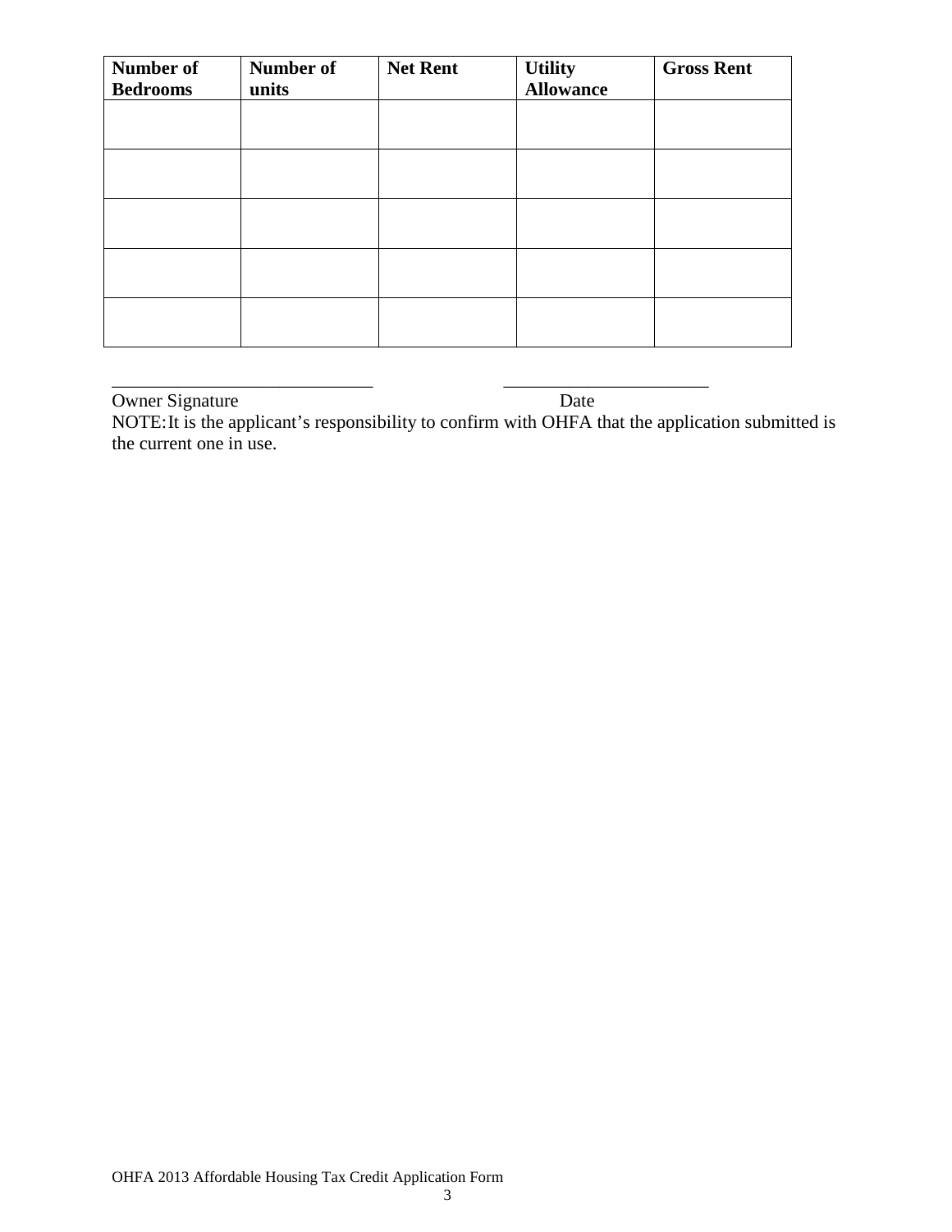| Number of Bedrooms | Number of units | Net Rent | Utility Allowance | Gross Rent |
|---|---|---|---|---|
| | | | | |
| | | | | |
| | | | | |
| | | | | |
| | | | | |

_____________________________ _______________________

Owner Signature Date

NOTE: It is the applicant's responsibility to confirm with OHFA that the application submitted is the current one in use.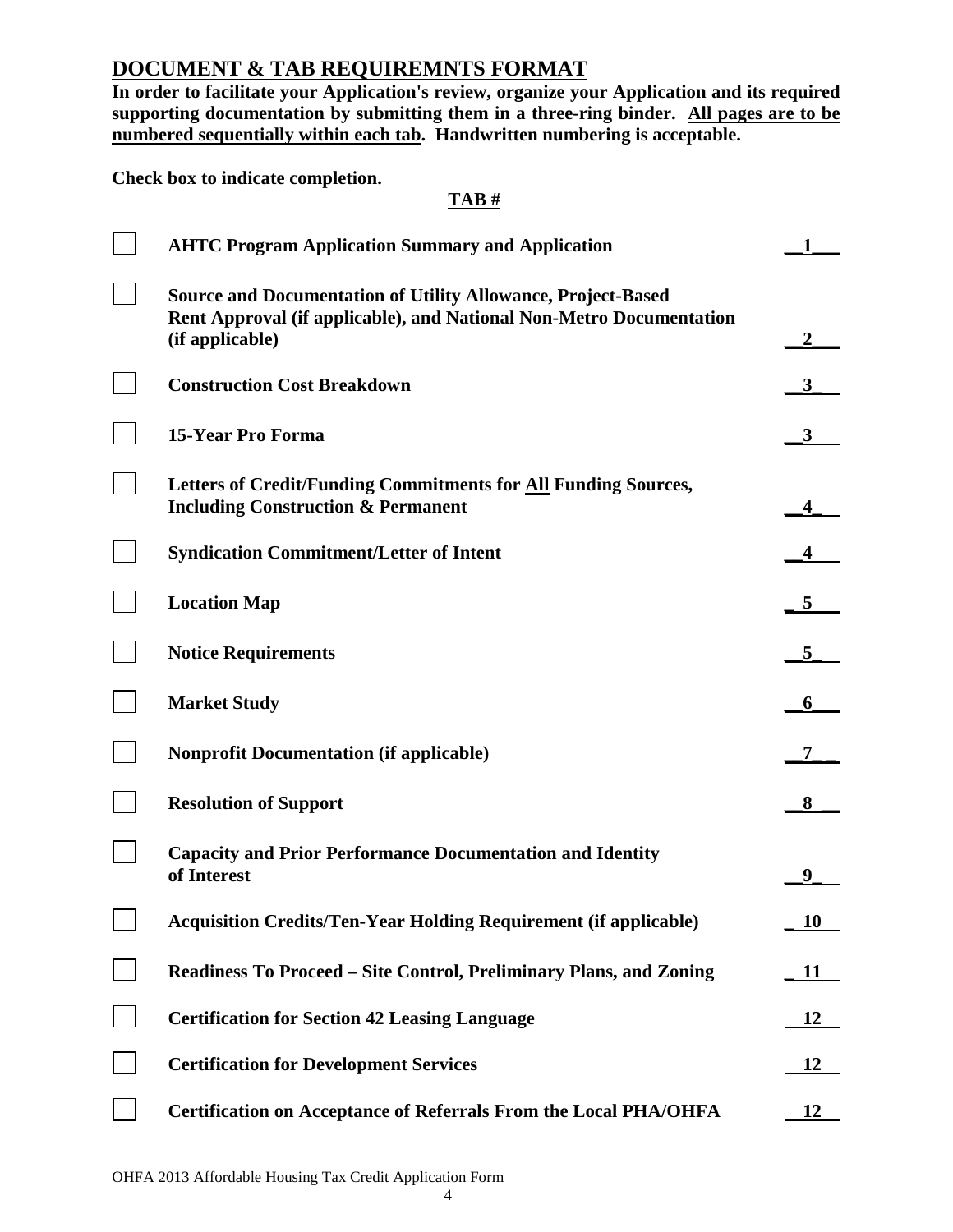## DOCUMENT & TAB REQUIREMNTS FORMAT

**In order to facilitate your Application's review, organize your Application and its required supporting documentation by submitting them in a three-ring binder. <u>All pages are to be numbered sequentially within each tab</u>. Handwritten numbering is acceptable.**

**Check box to indicate completion.**

| | | **TAB #** |
|---|---|---|
| ☐ | **AHTC Program Application Summary and Application** | **1** |
| ☐ | **Source and Documentation of Utility Allowance, Project-Based Rent Approval (if applicable), and National Non-Metro Documentation (if applicable)** | **2** |
| ☐ | **Construction Cost Breakdown** | **3** |
| ☐ | **15-Year Pro Forma** | **3** |
| ☐ | **Letters of Credit/Funding Commitments for <u>All</u> Funding Sources, Including Construction & Permanent** | **4** |
| ☐ | **Syndication Commitment/Letter of Intent** | **4** |
| ☐ | **Location Map** | **5** |
| ☐ | **Notice Requirements** | **5** |
| ☐ | **Market Study** | **6** |
| ☐ | **Nonprofit Documentation (if applicable)** | **7** |
| ☐ | **Resolution of Support** | **8** |
| ☐ | **Capacity and Prior Performance Documentation and Identity of Interest** | **9** |
| ☐ | **Acquisition Credits/Ten-Year Holding Requirement (if applicable)** | **10** |
| ☐ | **Readiness To Proceed – Site Control, Preliminary Plans, and Zoning** | **11** |
| ☐ | **Certification for Section 42 Leasing Language** | **12** |
| ☐ | **Certification for Development Services** | **12** |
| ☐ | **Certification on Acceptance of Referrals From the Local PHA/OHFA** | **12** |

OHFA 2013 Affordable Housing Tax Credit Application Form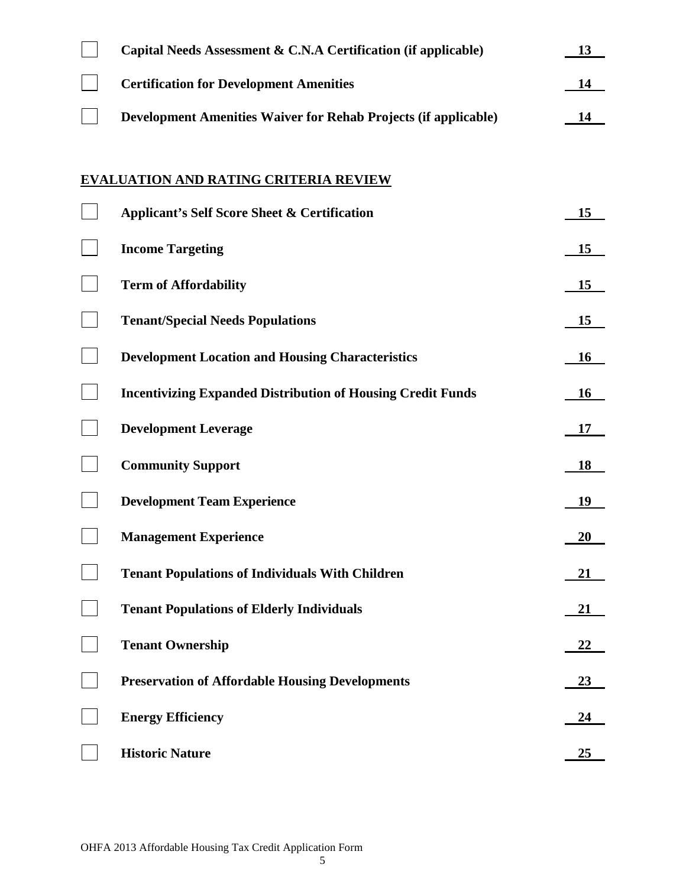| | | |
|---|---|---|
| ☐ | **Capital Needs Assessment & C.N.A Certification (if applicable)** | **13** |
| ☐ | **Certification for Development Amenities** | **14** |
| ☐ | **Development Amenities Waiver for Rehab Projects (if applicable)** | **14** |

## EVALUATION AND RATING CRITERIA REVIEW

| | | |
|---|---|---|
| ☐ | **Applicant's Self Score Sheet & Certification** | **15** |
| ☐ | **Income Targeting** | **15** |
| ☐ | **Term of Affordability** | **15** |
| ☐ | **Tenant/Special Needs Populations** | **15** |
| ☐ | **Development Location and Housing Characteristics** | **16** |
| ☐ | **Incentivizing Expanded Distribution of Housing Credit Funds** | **16** |
| ☐ | **Development Leverage** | **17** |
| ☐ | **Community Support** | **18** |
| ☐ | **Development Team Experience** | **19** |
| ☐ | **Management Experience** | **20** |
| ☐ | **Tenant Populations of Individuals With Children** | **21** |
| ☐ | **Tenant Populations of Elderly Individuals** | **21** |
| ☐ | **Tenant Ownership** | **22** |
| ☐ | **Preservation of Affordable Housing Developments** | **23** |
| ☐ | **Energy Efficiency** | **24** |
| ☐ | **Historic Nature** | **25** |

OHFA 2013 Affordable Housing Tax Credit Application Form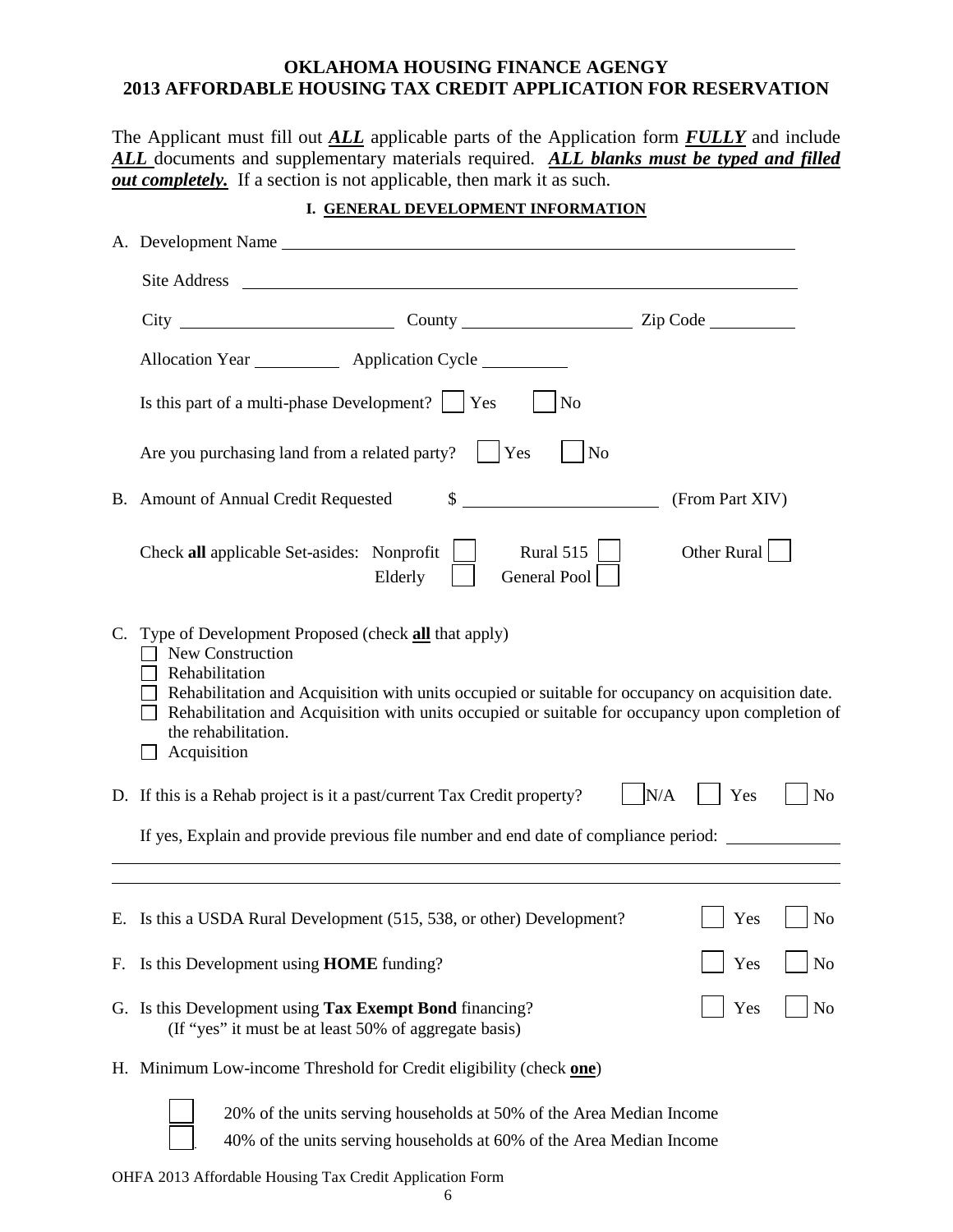**OKLAHOMA HOUSING FINANCE AGENGY**
**2013 AFFORDABLE HOUSING TAX CREDIT APPLICATION FOR RESERVATION**

The Applicant must fill out ***ALL*** applicable parts of the Application form ***FULLY*** and include ***ALL*** documents and supplementary materials required. ***ALL blanks must be typed and filled out completely.*** If a section is not applicable, then mark it as such.

## I. GENERAL DEVELOPMENT INFORMATION

A. Development Name ______________________________

Site Address ______________________________

City ______________ County ______________ Zip Code __________

Allocation Year __________ Application Cycle __________

Is this part of a multi-phase Development? ☐ Yes ☐ No

Are you purchasing land from a related party? ☐ Yes ☐ No

B. Amount of Annual Credit Requested $ ______________ (From Part XIV)

Check **all** applicable Set-asides: Nonprofit ☐ Rural 515 ☐ Other Rural ☐ Elderly ☐ General Pool ☐

C. Type of Development Proposed (check **all** that apply)

- ☐ New Construction
- ☐ Rehabilitation
- ☐ Rehabilitation and Acquisition with units occupied or suitable for occupancy on acquisition date.
- ☐ Rehabilitation and Acquisition with units occupied or suitable for occupancy upon completion of the rehabilitation.
- ☐ Acquisition

D. If this is a Rehab project is it a past/current Tax Credit property? ☐ N/A ☐ Yes ☐ No

If yes, Explain and provide previous file number and end date of compliance period: ______________

______________________________

______________________________

E. Is this a USDA Rural Development (515, 538, or other) Development? ☐ Yes ☐ No

F. Is this Development using **HOME** funding? ☐ Yes ☐ No

G. Is this Development using **Tax Exempt Bond** financing? ☐ Yes ☐ No
(If "yes" it must be at least 50% of aggregate basis)

H. Minimum Low-income Threshold for Credit eligibility (check **one**)

- ☐ 20% of the units serving households at 50% of the Area Median Income
- ☐ 40% of the units serving households at 60% of the Area Median Income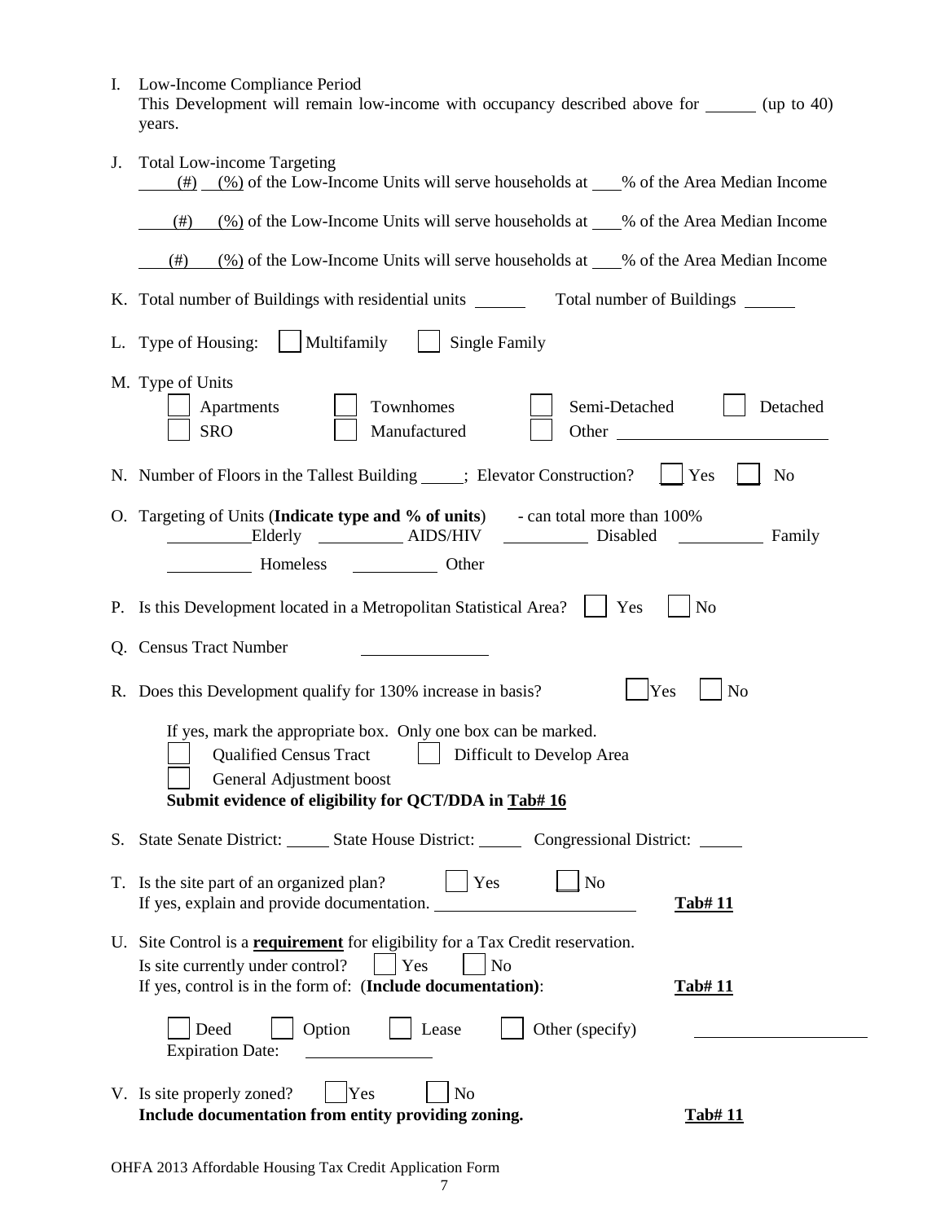I. Low-Income Compliance Period
This Development will remain low-income with occupancy described above for ______ (up to 40) years.

J. Total Low-income Targeting
____(#) ___(%) of the Low-Income Units will serve households at ___% of the Area Median Income

____(#) ___(%) of the Low-Income Units will serve households at ___% of the Area Median Income

____(#) ___(%) of the Low-Income Units will serve households at ___% of the Area Median Income

K. Total number of Buildings with residential units ______ Total number of Buildings ______

L. Type of Housing: ☐ Multifamily ☐ Single Family

M. Type of Units
☐ Apartments ☐ Townhomes ☐ Semi-Detached ☐ Detached
☐ SRO ☐ Manufactured ☐ Other ____________________

N. Number of Floors in the Tallest Building _____; Elevator Construction? ☐ Yes ☐ No

O. Targeting of Units (**Indicate type and % of units**) - can total more than 100%
__________Elderly __________ AIDS/HIV __________ Disabled __________ Family
__________ Homeless __________ Other

P. Is this Development located in a Metropolitan Statistical Area? ☐ Yes ☐ No

Q. Census Tract Number ______________

R. Does this Development qualify for 130% increase in basis? ☐ Yes ☐ No

If yes, mark the appropriate box. Only one box can be marked.
☐ Qualified Census Tract ☐ Difficult to Develop Area
☐ General Adjustment boost
**Submit evidence of eligibility for QCT/DDA in Tab# 16**

S. State Senate District: _____ State House District: _____ Congressional District: _____

T. Is the site part of an organized plan? ☐ Yes ☐ No
If yes, explain and provide documentation. ______________________ **Tab# 11**

U. Site Control is a **requirement** for eligibility for a Tax Credit reservation.
Is site currently under control? ☐ Yes ☐ No
If yes, control is in the form of: (**Include documentation**): **Tab# 11**

☐ Deed ☐ Option ☐ Lease ☐ Other (specify) ____________________
Expiration Date: ______________

V. Is site properly zoned? ☐ Yes ☐ No
**Include documentation from entity providing zoning.** **Tab# 11**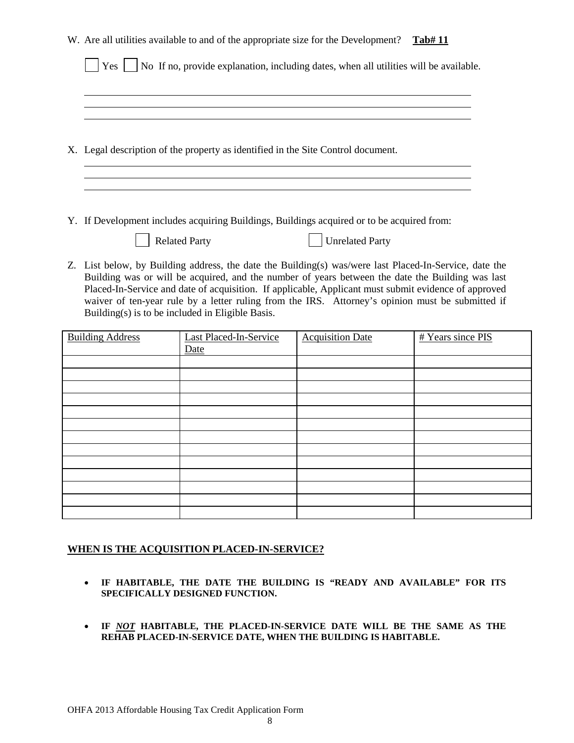W. Are all utilities available to and of the appropriate size for the Development? **Tab# 11**

☐ Yes ☐ No If no, provide explanation, including dates, when all utilities will be available.

\_\_\_\_\_\_\_\_\_\_\_\_\_\_\_\_\_\_\_\_\_\_\_\_\_\_\_\_\_\_\_\_\_\_\_\_\_\_\_\_\_\_\_\_\_\_\_\_\_\_\_\_\_\_\_\_\_\_\_\_\_\_\_\_\_\_\_\_\_\_\_\_

\_\_\_\_\_\_\_\_\_\_\_\_\_\_\_\_\_\_\_\_\_\_\_\_\_\_\_\_\_\_\_\_\_\_\_\_\_\_\_\_\_\_\_\_\_\_\_\_\_\_\_\_\_\_\_\_\_\_\_\_\_\_\_\_\_\_\_\_\_\_\_\_

\_\_\_\_\_\_\_\_\_\_\_\_\_\_\_\_\_\_\_\_\_\_\_\_\_\_\_\_\_\_\_\_\_\_\_\_\_\_\_\_\_\_\_\_\_\_\_\_\_\_\_\_\_\_\_\_\_\_\_\_\_\_\_\_\_\_\_\_\_\_\_\_

X. Legal description of the property as identified in the Site Control document.

\_\_\_\_\_\_\_\_\_\_\_\_\_\_\_\_\_\_\_\_\_\_\_\_\_\_\_\_\_\_\_\_\_\_\_\_\_\_\_\_\_\_\_\_\_\_\_\_\_\_\_\_\_\_\_\_\_\_\_\_\_\_\_\_\_\_\_\_\_\_\_\_

\_\_\_\_\_\_\_\_\_\_\_\_\_\_\_\_\_\_\_\_\_\_\_\_\_\_\_\_\_\_\_\_\_\_\_\_\_\_\_\_\_\_\_\_\_\_\_\_\_\_\_\_\_\_\_\_\_\_\_\_\_\_\_\_\_\_\_\_\_\_\_\_

\_\_\_\_\_\_\_\_\_\_\_\_\_\_\_\_\_\_\_\_\_\_\_\_\_\_\_\_\_\_\_\_\_\_\_\_\_\_\_\_\_\_\_\_\_\_\_\_\_\_\_\_\_\_\_\_\_\_\_\_\_\_\_\_\_\_\_\_\_\_\_\_

Y. If Development includes acquiring Buildings, Buildings acquired or to be acquired from:

☐ Related Party ☐ Unrelated Party

Z. List below, by Building address, the date the Building(s) was/were last Placed-In-Service, date the Building was or will be acquired, and the number of years between the date the Building was last Placed-In-Service and date of acquisition. If applicable, Applicant must submit evidence of approved waiver of ten-year rule by a letter ruling from the IRS. Attorney's opinion must be submitted if Building(s) is to be included in Eligible Basis.

| Building Address | Last Placed-In-Service Date | Acquisition Date | # Years since PIS |
|---|---|---|---|
| | | | |
| | | | |
| | | | |
| | | | |
| | | | |
| | | | |
| | | | |
| | | | |
| | | | |
| | | | |
| | | | |
| | | | |
| | | | |

**WHEN IS THE ACQUISITION PLACED-IN-SERVICE?**

- **IF HABITABLE, THE DATE THE BUILDING IS "READY AND AVAILABLE" FOR ITS SPECIFICALLY DESIGNED FUNCTION.**
- **IF *NOT* HABITABLE, THE PLACED-IN-SERVICE DATE WILL BE THE SAME AS THE REHAB PLACED-IN-SERVICE DATE, WHEN THE BUILDING IS HABITABLE.**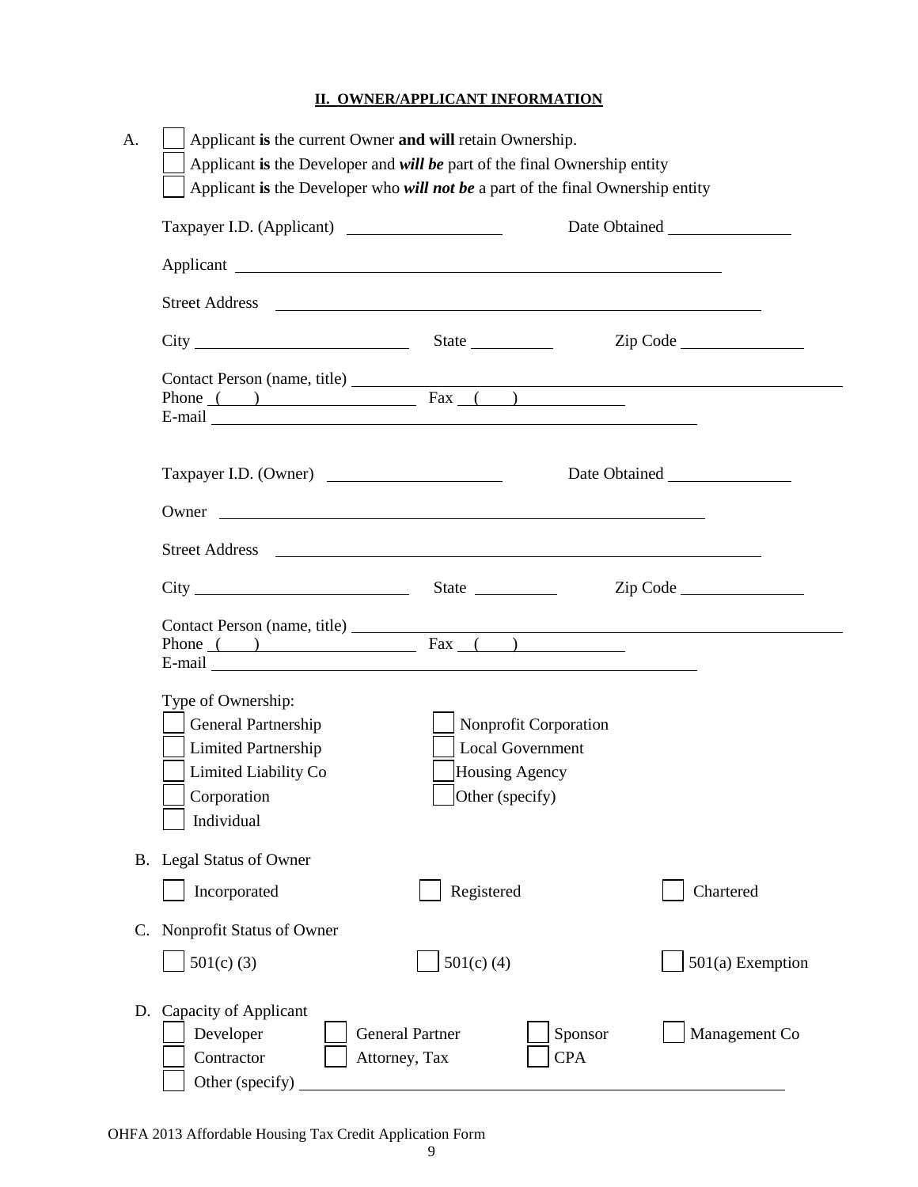## II. OWNER/APPLICANT INFORMATION

A.

- ☐ Applicant **is** the current Owner **and will** retain Ownership.
- ☐ Applicant **is** the Developer and ***will be*** part of the final Ownership entity
- ☐ Applicant **is** the Developer who ***will not be*** a part of the final Ownership entity

Taxpayer I.D. (Applicant) ____________________ Date Obtained ________________

Applicant ______________________________________________________________

Street Address __________________________________________________________

City ___________________________ State ___________ Zip Code ________________

Contact Person (name, title) ________________________________________________
Phone ( ) ____________________ Fax ( ) ______________
E-mail _________________________________________________________________

Taxpayer I.D. (Owner) ____________________ Date Obtained ________________

Owner _________________________________________________________________

Street Address __________________________________________________________

City ___________________________ State ___________ Zip Code ________________

Contact Person (name, title) ________________________________________________
Phone ( ) ____________________ Fax ( ) ______________
E-mail _________________________________________________________________

Type of Ownership:

- ☐ General Partnership
- ☐ Limited Partnership
- ☐ Limited Liability Co
- ☐ Corporation
- ☐ Individual
- ☐ Nonprofit Corporation
- ☐ Local Government
- ☐ Housing Agency
- ☐ Other (specify)

B. Legal Status of Owner

- ☐ Incorporated
- ☐ Registered
- ☐ Chartered

C. Nonprofit Status of Owner

- ☐ 501(c) (3)
- ☐ 501(c) (4)
- ☐ 501(a) Exemption

D. Capacity of Applicant

- ☐ Developer
- ☐ General Partner
- ☐ Sponsor
- ☐ Management Co
- ☐ Contractor
- ☐ Attorney, Tax
- ☐ CPA
- ☐ Other (specify) ____________________________________________________________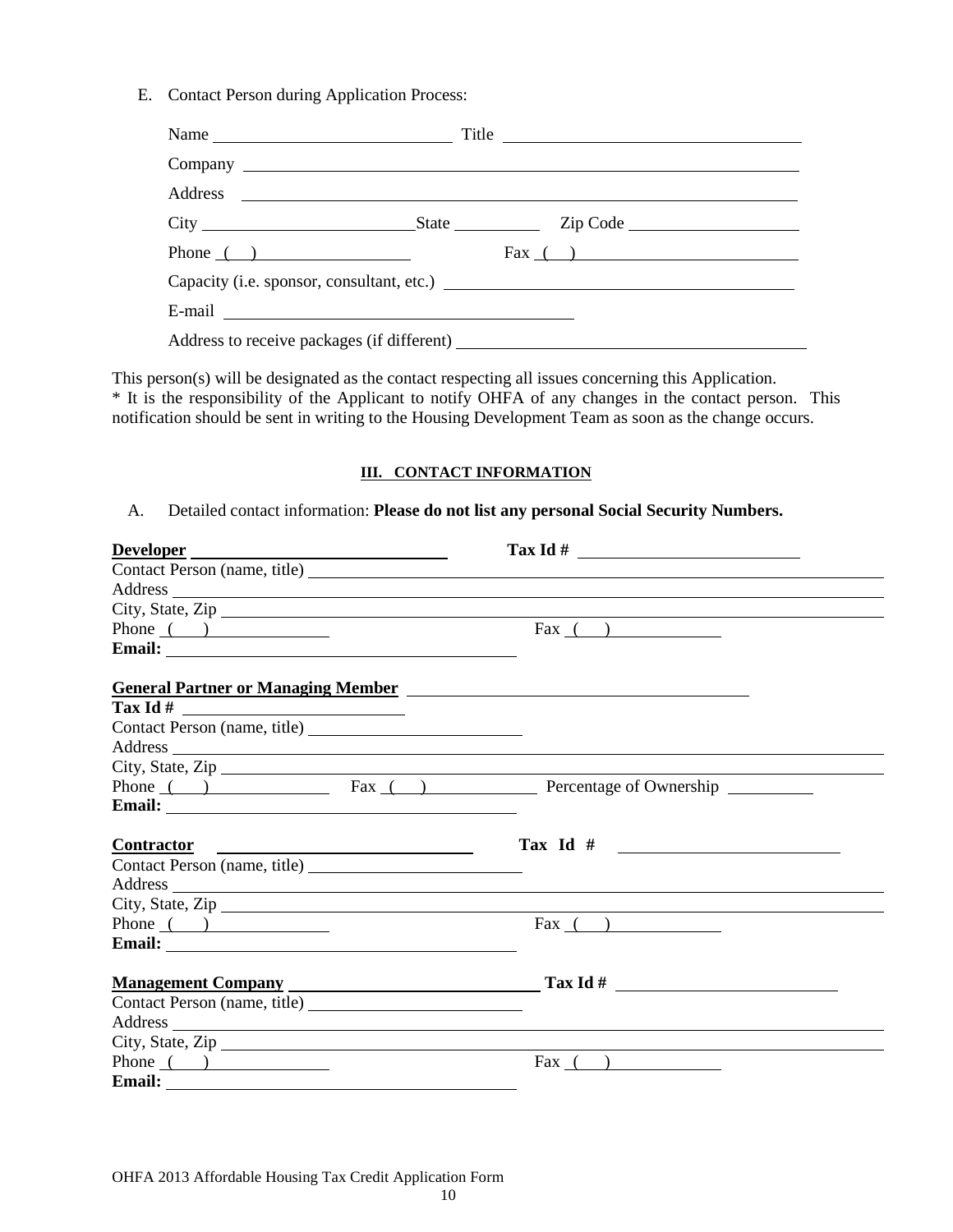E. Contact Person during Application Process:

Name ______________________ Title ______________________

Company ______________________________________________

Address ______________________________________________

City ____________________ State __________ Zip Code ______________

Phone ( ) ______________ Fax ( ) ______________

Capacity (i.e. sponsor, consultant, etc.) ______________________

E-mail ______________________________

Address to receive packages (if different) ______________________

This person(s) will be designated as the contact respecting all issues concerning this Application.
* It is the responsibility of the Applicant to notify OHFA of any changes in the contact person. This notification should be sent in writing to the Housing Development Team as soon as the change occurs.

## III. CONTACT INFORMATION

A. Detailed contact information: **Please do not list any personal Social Security Numbers.**

**Developer** ______________________ **Tax Id #** ______________________

Contact Person (name, title) ______________________

Address ______________________

City, State, Zip ______________________

Phone ( ) ______________ Fax ( ) ______________

**Email:** ______________________

**General Partner or Managing Member** ______________________

**Tax Id #** ______________________

Contact Person (name, title) ______________________

Address ______________________

City, State, Zip ______________________

Phone ( ) ______________ Fax ( ) ______________ Percentage of Ownership __________

**Email:** ______________________

**Contractor** ______________________ **Tax Id #** ______________________

Contact Person (name, title) ______________________

Address ______________________

City, State, Zip ______________________

Phone ( ) ______________ Fax ( ) ______________

**Email:** ______________________

**Management Company** ______________________ **Tax Id #** ______________________

Contact Person (name, title) ______________________

Address ______________________

City, State, Zip ______________________

Phone ( ) ______________ Fax ( ) ______________

**Email:** ______________________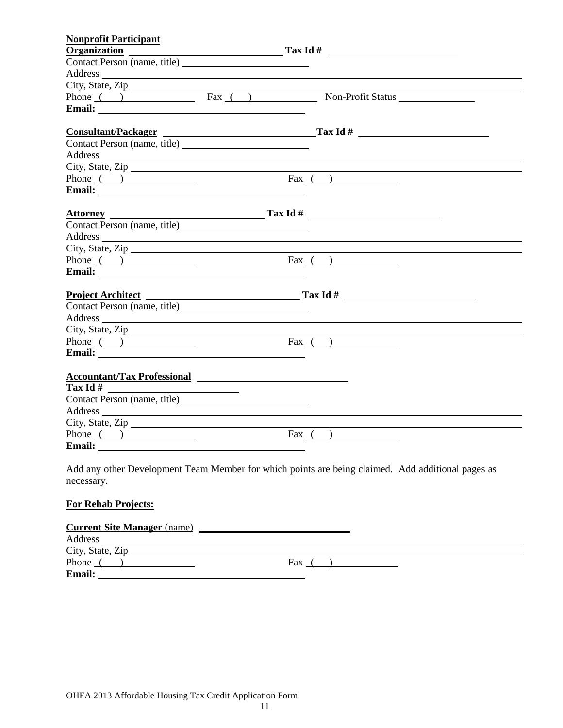**Nonprofit Participant**

**Organization** ______________________________ **Tax Id #** ___________________________

Contact Person (name, title) _________________________

Address ______________________________________________________________________________

City, State, Zip ______________________________________________________________________

Phone ( ) ______________ Fax ( ) ______________ Non-Profit Status ________________

**Email:** _________________________________________

**Consultant/Packager** ______________________________ **Tax Id #** ___________________________

Contact Person (name, title) _________________________

Address ______________________________________________________________________________

City, State, Zip ______________________________________________________________________

Phone ( ) ______________ Fax ( ) ______________

**Email:** _________________________________________

**Attorney** ______________________________ **Tax Id #** ___________________________

Contact Person (name, title) _________________________

Address ______________________________________________________________________________

City, State, Zip ______________________________________________________________________

Phone ( ) ______________ Fax ( ) ______________

**Email:** _________________________________________

**Project Architect** ______________________________ **Tax Id #** ___________________________

Contact Person (name, title) _________________________

Address ______________________________________________________________________________

City, State, Zip ______________________________________________________________________

Phone ( ) ______________ Fax ( ) ______________

**Email:** _________________________________________

**Accountant/Tax Professional** ______________________________

**Tax Id #** ___________________________

Contact Person (name, title) _________________________

Address ______________________________________________________________________________

City, State, Zip ______________________________________________________________________

Phone ( ) ______________ Fax ( ) ______________

**Email:** _________________________________________

Add any other Development Team Member for which points are being claimed. Add additional pages as necessary.

**For Rehab Projects:**

**Current Site Manager** (name) ______________________________

Address ______________________________________________________________________________

City, State, Zip ______________________________________________________________________

Phone ( ) ______________ Fax ( ) ______________

**Email:** _________________________________________

OHFA 2013 Affordable Housing Tax Credit Application Form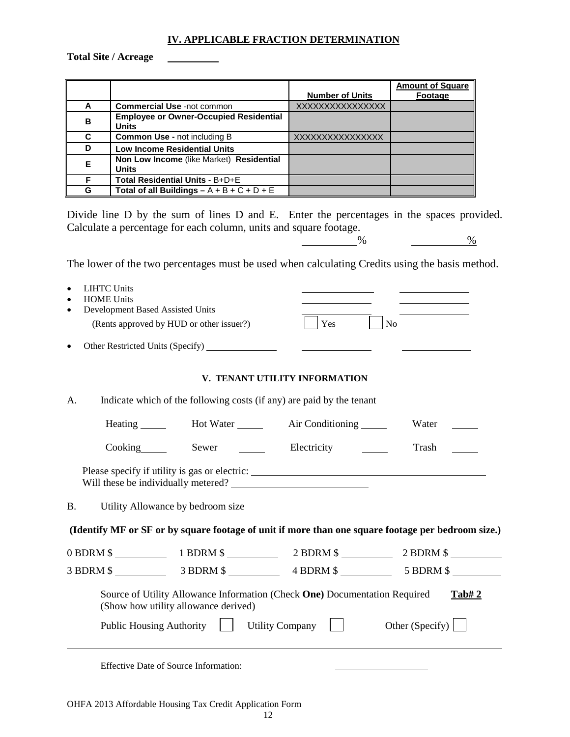## IV. APPLICABLE FRACTION DETERMINATION

**Total Site / Acreage** \_\_\_\_\_\_\_\_\_\_

| | | **Number of Units** | **Amount of Square Footage** |
|---|---|---|---|
| **A** | **Commercial Use** -not common | XXXXXXXXXXXXXXX | |
| **B** | **Employee or Owner-Occupied Residential Units** | | |
| **C** | **Common Use -** not including B | XXXXXXXXXXXXXXX | |
| **D** | **Low Income Residential Units** | | |
| **E** | **Non Low Income** (like Market) **Residential Units** | | |
| **F** | **Total Residential Units** - B+D+E | | |
| **G** | **Total of all Buildings –** A + B + C + D + E | | |

Divide line D by the sum of lines D and E. Enter the percentages in the spaces provided. Calculate a percentage for each column, units and square footage.

\_\_\_\_\_\_\_\_\_\_% \_\_\_\_\_\_\_\_\_\_%

The lower of the two percentages must be used when calculating Credits using the basis method.

- LIHTC Units \_\_\_\_\_\_\_\_\_\_ \_\_\_\_\_\_\_\_\_\_
- HOME Units \_\_\_\_\_\_\_\_\_\_ \_\_\_\_\_\_\_\_\_\_
- Development Based Assisted Units \_\_\_\_\_\_\_\_\_\_ \_\_\_\_\_\_\_\_\_\_

  (Rents approved by HUD or other issuer?) ☐ Yes ☐ No

- Other Restricted Units (Specify) \_\_\_\_\_\_\_\_\_\_ \_\_\_\_\_\_\_\_\_\_ \_\_\_\_\_\_\_\_\_\_

## V. TENANT UTILITY INFORMATION

A. Indicate which of the following costs (if any) are paid by the tenant

Heating \_\_\_\_\_ Hot Water \_\_\_\_\_ Air Conditioning \_\_\_\_\_ Water \_\_\_\_\_

Cooking \_\_\_\_\_ Sewer \_\_\_\_\_ Electricity \_\_\_\_\_ Trash \_\_\_\_\_

Please specify if utility is gas or electric: \_\_\_\_\_\_\_\_\_\_\_\_\_\_\_\_\_\_\_\_\_\_\_\_\_\_\_\_\_\_
Will these be individually metered? \_\_\_\_\_\_\_\_\_\_\_\_\_\_\_\_\_\_\_\_

B. Utility Allowance by bedroom size

**(Identify MF or SF or by square footage of unit if more than one square footage per bedroom size.)**

0 BDRM $ \_\_\_\_\_\_\_\_\_\_ 1 BDRM $ \_\_\_\_\_\_\_\_\_\_ 2 BDRM $ \_\_\_\_\_\_\_\_\_\_ 2 BDRM $ \_\_\_\_\_\_\_\_\_\_

3 BDRM $ \_\_\_\_\_\_\_\_\_\_ 3 BDRM $ \_\_\_\_\_\_\_\_\_\_ 4 BDRM $ \_\_\_\_\_\_\_\_\_\_ 5 BDRM $ \_\_\_\_\_\_\_\_\_\_

Source of Utility Allowance Information (Check **One**) Documentation Required **Tab# 2**
(Show how utility allowance derived)

Public Housing Authority ☐ Utility Company ☐ Other (Specify) ☐

---

Effective Date of Source Information: \_\_\_\_\_\_\_\_\_\_\_\_\_\_\_\_

OHFA 2013 Affordable Housing Tax Credit Application Form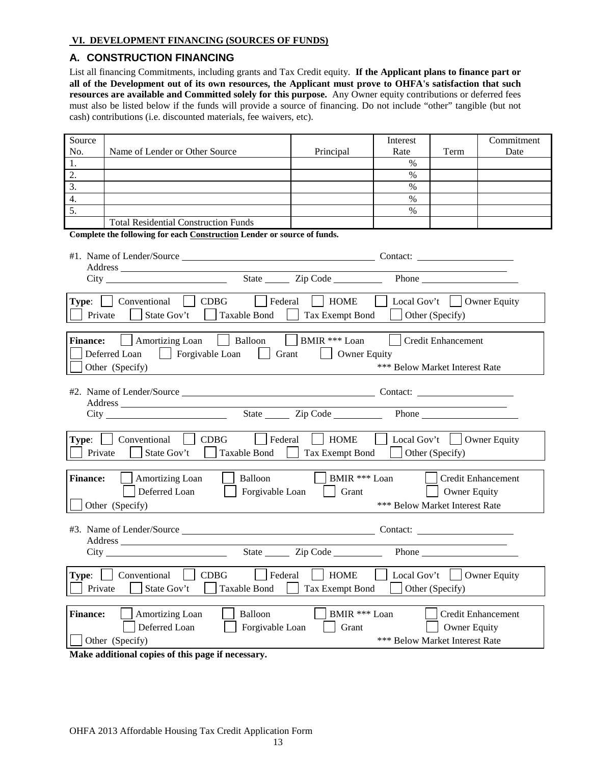**VI. DEVELOPMENT FINANCING (SOURCES OF FUNDS)**

## A. CONSTRUCTION FINANCING

List all financing Commitments, including grants and Tax Credit equity. **If the Applicant plans to finance part or all of the Development out of its own resources, the Applicant must prove to OHFA's satisfaction that such resources are available and Committed solely for this purpose.** Any Owner equity contributions or deferred fees must also be listed below if the funds will provide a source of financing. Do not include "other" tangible (but not cash) contributions (i.e. discounted materials, fee waivers, etc).

| Source No. | Name of Lender or Other Source | Principal | Interest Rate | Term | Commitment Date |
|---|---|---|---|---|---|
| 1. | | | % | | |
| 2. | | | % | | |
| 3. | | | % | | |
| 4. | | | % | | |
| 5. | | | % | | |
| | Total Residential Construction Funds | | | | |

**Complete the following for each Construction Lender or source of funds.**

#1. Name of Lender/Source ______________________ Contact: ______________
Address ______________________
City ______________ State _____ Zip Code _________ Phone ______________

**Type**: ☐ Conventional ☐ CDBG ☐ Federal ☐ HOME ☐ Local Gov't ☐ Owner Equity ☐ Private ☐ State Gov't ☐ Taxable Bond ☐ Tax Exempt Bond ☐ Other (Specify)

**Finance:** ☐ Amortizing Loan ☐ Balloon ☐ BMIR *** Loan ☐ Credit Enhancement ☐ Deferred Loan ☐ Forgivable Loan ☐ Grant ☐ Owner Equity ☐ Other (Specify)
*** Below Market Interest Rate

#2. Name of Lender/Source ______________________ Contact: ______________
Address ______________________
City ______________ State _____ Zip Code _________ Phone ______________

**Type**: ☐ Conventional ☐ CDBG ☐ Federal ☐ HOME ☐ Local Gov't ☐ Owner Equity ☐ Private ☐ State Gov't ☐ Taxable Bond ☐ Tax Exempt Bond ☐ Other (Specify)

**Finance:** ☐ Amortizing Loan ☐ Balloon ☐ BMIR *** Loan ☐ Credit Enhancement ☐ Deferred Loan ☐ Forgivable Loan ☐ Grant ☐ Owner Equity ☐ Other (Specify)
*** Below Market Interest Rate

#3. Name of Lender/Source ______________________ Contact: ______________
Address ______________________
City ______________ State _____ Zip Code _________ Phone ______________

**Type**: ☐ Conventional ☐ CDBG ☐ Federal ☐ HOME ☐ Local Gov't ☐ Owner Equity ☐ Private ☐ State Gov't ☐ Taxable Bond ☐ Tax Exempt Bond ☐ Other (Specify)

**Finance:** ☐ Amortizing Loan ☐ Balloon ☐ BMIR *** Loan ☐ Credit Enhancement ☐ Deferred Loan ☐ Forgivable Loan ☐ Grant ☐ Owner Equity ☐ Other (Specify)
*** Below Market Interest Rate

**Make additional copies of this page if necessary.**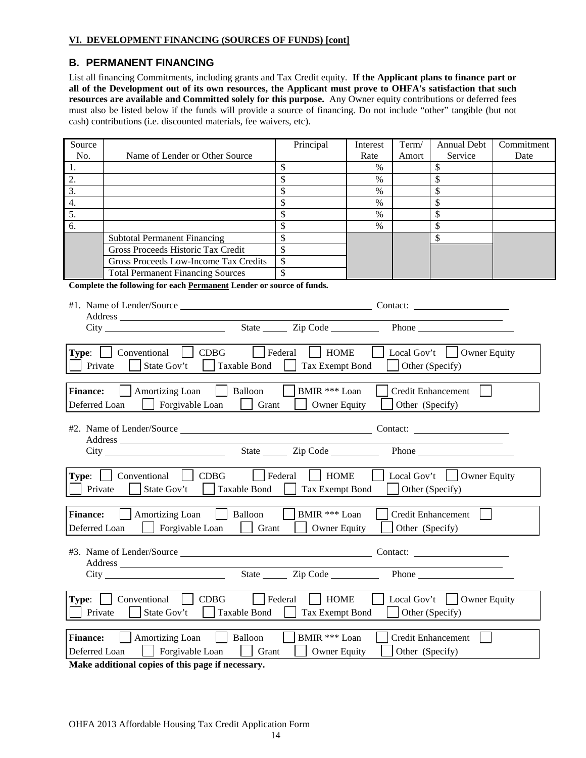**VI. DEVELOPMENT FINANCING (SOURCES OF FUNDS) [cont]**

## B. PERMANENT FINANCING

List all financing Commitments, including grants and Tax Credit equity. **If the Applicant plans to finance part or all of the Development out of its own resources, the Applicant must prove to OHFA's satisfaction that such resources are available and Committed solely for this purpose.** Any Owner equity contributions or deferred fees must also be listed below if the funds will provide a source of financing. Do not include "other" tangible (but not cash) contributions (i.e. discounted materials, fee waivers, etc).

| Source No. | Name of Lender or Other Source | Principal | Interest Rate | Term/ Amort | Annual Debt Service | Commitment Date |
|---|---|---|---|---|---|---|
| 1. | | $ | % | | $ | |
| 2. | | $ | % | | $ | |
| 3. | | $ | % | | $ | |
| 4. | | $ | % | | $ | |
| 5. | | $ | % | | $ | |
| 6. | | $ | % | | $ | |
| | Subtotal Permanent Financing | $ | | | $ | |
| | Gross Proceeds Historic Tax Credit | $ | | | | |
| | Gross Proceeds Low-Income Tax Credits | $ | | | | |
| | Total Permanent Financing Sources | $ | | | | |

**Complete the following for each Permanent Lender or source of funds.**

#1. Name of Lender/Source ______________________ Contact: ______________
Address ______________________________________________
City ______________ State _____ Zip Code _________ Phone ______________

**Type**: ☐ Conventional ☐ CDBG ☐ Federal ☐ HOME ☐ Local Gov't ☐ Owner Equity ☐ Private ☐ State Gov't ☐ Taxable Bond ☐ Tax Exempt Bond ☐ Other (Specify)

**Finance:** ☐ Amortizing Loan ☐ Balloon ☐ BMIR *** Loan ☐ Credit Enhancement ☐ Deferred Loan ☐ Forgivable Loan ☐ Grant ☐ Owner Equity ☐ Other (Specify)

#2. Name of Lender/Source ______________________ Contact: ______________
Address ______________________________________________
City ______________ State _____ Zip Code _________ Phone ______________

**Type**: ☐ Conventional ☐ CDBG ☐ Federal ☐ HOME ☐ Local Gov't ☐ Owner Equity ☐ Private ☐ State Gov't ☐ Taxable Bond ☐ Tax Exempt Bond ☐ Other (Specify)

**Finance:** ☐ Amortizing Loan ☐ Balloon ☐ BMIR *** Loan ☐ Credit Enhancement ☐ Deferred Loan ☐ Forgivable Loan ☐ Grant ☐ Owner Equity ☐ Other (Specify)

#3. Name of Lender/Source ______________________ Contact: ______________
Address ______________________________________________
City ______________ State _____ Zip Code _________ Phone ______________

**Type**: ☐ Conventional ☐ CDBG ☐ Federal ☐ HOME ☐ Local Gov't ☐ Owner Equity ☐ Private ☐ State Gov't ☐ Taxable Bond ☐ Tax Exempt Bond ☐ Other (Specify)

**Finance:** ☐ Amortizing Loan ☐ Balloon ☐ BMIR *** Loan ☐ Credit Enhancement ☐ Deferred Loan ☐ Forgivable Loan ☐ Grant ☐ Owner Equity ☐ Other (Specify)

**Make additional copies of this page if necessary.**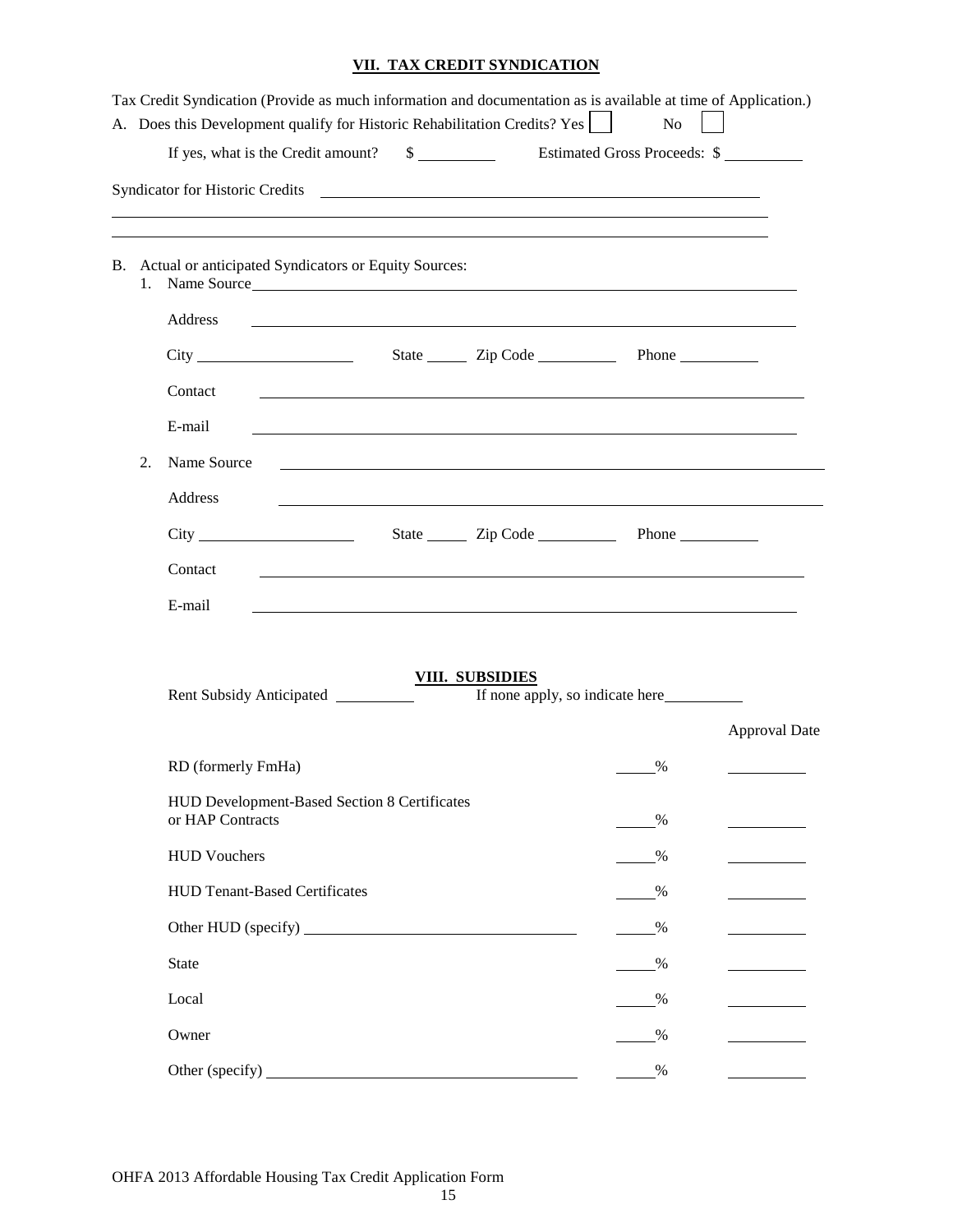## VII. TAX CREDIT SYNDICATION

Tax Credit Syndication (Provide as much information and documentation as is available at time of Application.)

A. Does this Development qualify for Historic Rehabilitation Credits? Yes ☐ No ☐

If yes, what is the Credit amount? $ __________ Estimated Gross Proceeds: $ __________

Syndicator for Historic Credits ____________________________________________

________________________________________________________________________

________________________________________________________________________

B. Actual or anticipated Syndicators or Equity Sources:

1. Name Source ____________________________________________

   Address ____________________________________________

   City ____________________ State _____ Zip Code __________ Phone __________

   Contact ____________________________________________

   E-mail ____________________________________________

2. Name Source ____________________________________________

   Address ____________________________________________

   City ____________________ State _____ Zip Code __________ Phone __________

   Contact ____________________________________________

   E-mail ____________________________________________

## VIII. SUBSIDIES

Rent Subsidy Anticipated __________ If none apply, so indicate here__________

| | | Approval Date |
|---|---|---|
| RD (formerly FmHa) | _____% | __________ |
| HUD Development-Based Section 8 Certificates or HAP Contracts | _____% | __________ |
| HUD Vouchers | _____% | __________ |
| HUD Tenant-Based Certificates | _____% | __________ |
| Other HUD (specify) ______________________ | _____% | __________ |
| State | _____% | __________ |
| Local | _____% | __________ |
| Owner | _____% | __________ |
| Other (specify) ______________________ | _____% | __________ |

OHFA 2013 Affordable Housing Tax Credit Application Form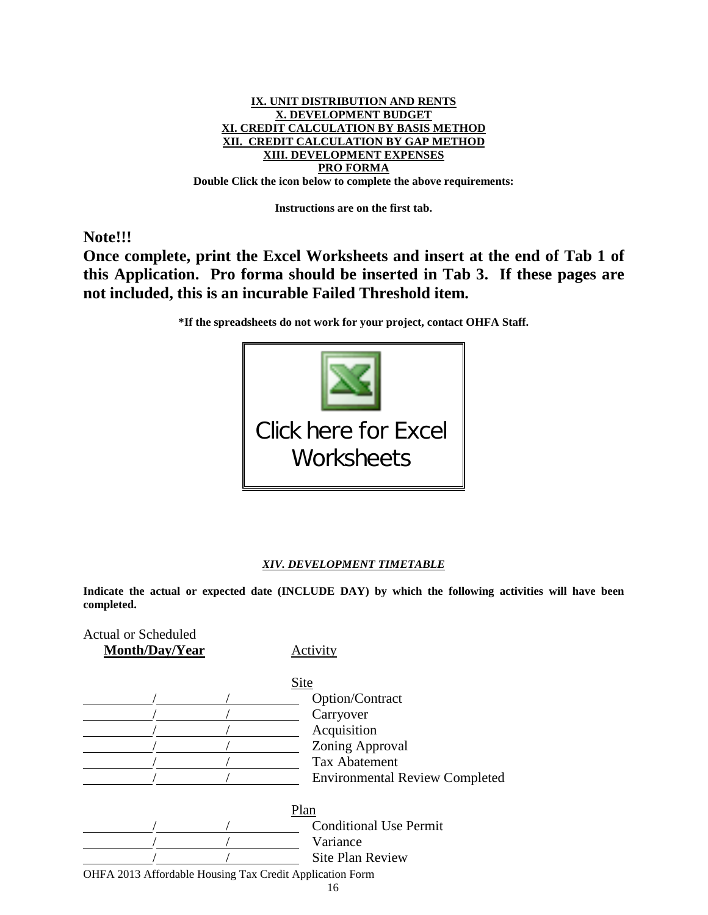**IX. UNIT DISTRIBUTION AND RENTS**
**X. DEVELOPMENT BUDGET**
**XI. CREDIT CALCULATION BY BASIS METHOD**
**XII. CREDIT CALCULATION BY GAP METHOD**
**XIII. DEVELOPMENT EXPENSES**
**PRO FORMA**
**Double Click the icon below to complete the above requirements:**

**Instructions are on the first tab.**

**Note!!!**

**Once complete, print the Excel Worksheets and insert at the end of Tab 1 of this Application. Pro forma should be inserted in Tab 3. If these pages are not included, this is an incurable Failed Threshold item.**

**\*If the spreadsheets do not work for your project, contact OHFA Staff.**

Click here for Excel Worksheets

***XIV. DEVELOPMENT TIMETABLE***

**Indicate the actual or expected date (INCLUDE DAY) by which the following activities will have been completed.**

| Actual or Scheduled **Month/Day/Year** | Activity |
|---|---|
| | Site |
| \_\_\_\_/\_\_\_\_/\_\_\_\_ | Option/Contract |
| \_\_\_\_/\_\_\_\_/\_\_\_\_ | Carryover |
| \_\_\_\_/\_\_\_\_/\_\_\_\_ | Acquisition |
| \_\_\_\_/\_\_\_\_/\_\_\_\_ | Zoning Approval |
| \_\_\_\_/\_\_\_\_/\_\_\_\_ | Tax Abatement |
| \_\_\_\_/\_\_\_\_/\_\_\_\_ | Environmental Review Completed |
| | Plan |
| \_\_\_\_/\_\_\_\_/\_\_\_\_ | Conditional Use Permit |
| \_\_\_\_/\_\_\_\_/\_\_\_\_ | Variance |
| \_\_\_\_/\_\_\_\_/\_\_\_\_ | Site Plan Review |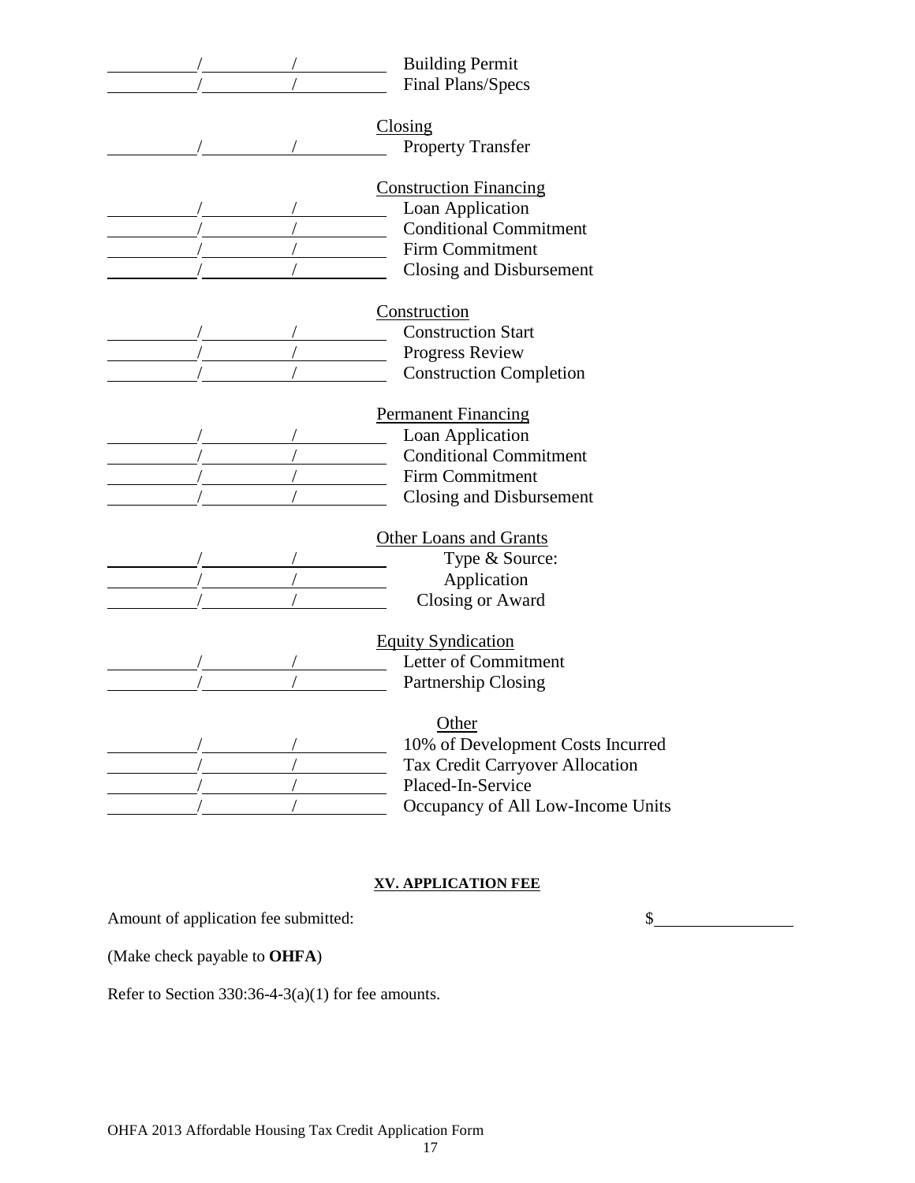\_\_\_\_\_\_/\_\_\_\_\_\_/\_\_\_\_\_\_ Building Permit
\_\_\_\_\_\_/\_\_\_\_\_\_/\_\_\_\_\_\_ Final Plans/Specs

Closing

\_\_\_\_\_\_/\_\_\_\_\_\_/\_\_\_\_\_\_ Property Transfer

Construction Financing

\_\_\_\_\_\_/\_\_\_\_\_\_/\_\_\_\_\_\_ Loan Application
\_\_\_\_\_\_/\_\_\_\_\_\_/\_\_\_\_\_\_ Conditional Commitment
\_\_\_\_\_\_/\_\_\_\_\_\_/\_\_\_\_\_\_ Firm Commitment
\_\_\_\_\_\_/\_\_\_\_\_\_/\_\_\_\_\_\_ Closing and Disbursement

Construction

\_\_\_\_\_\_/\_\_\_\_\_\_/\_\_\_\_\_\_ Construction Start
\_\_\_\_\_\_/\_\_\_\_\_\_/\_\_\_\_\_\_ Progress Review
\_\_\_\_\_\_/\_\_\_\_\_\_/\_\_\_\_\_\_ Construction Completion

Permanent Financing

\_\_\_\_\_\_/\_\_\_\_\_\_/\_\_\_\_\_\_ Loan Application
\_\_\_\_\_\_/\_\_\_\_\_\_/\_\_\_\_\_\_ Conditional Commitment
\_\_\_\_\_\_/\_\_\_\_\_\_/\_\_\_\_\_\_ Firm Commitment
\_\_\_\_\_\_/\_\_\_\_\_\_/\_\_\_\_\_\_ Closing and Disbursement

Other Loans and Grants

\_\_\_\_\_\_/\_\_\_\_\_\_/\_\_\_\_\_\_ Type & Source:
\_\_\_\_\_\_/\_\_\_\_\_\_/\_\_\_\_\_\_ Application
\_\_\_\_\_\_/\_\_\_\_\_\_/\_\_\_\_\_\_ Closing or Award

Equity Syndication

\_\_\_\_\_\_/\_\_\_\_\_\_/\_\_\_\_\_\_ Letter of Commitment
\_\_\_\_\_\_/\_\_\_\_\_\_/\_\_\_\_\_\_ Partnership Closing

Other

\_\_\_\_\_\_/\_\_\_\_\_\_/\_\_\_\_\_\_ 10% of Development Costs Incurred
\_\_\_\_\_\_/\_\_\_\_\_\_/\_\_\_\_\_\_ Tax Credit Carryover Allocation
\_\_\_\_\_\_/\_\_\_\_\_\_/\_\_\_\_\_\_ Placed-In-Service
\_\_\_\_\_\_/\_\_\_\_\_\_/\_\_\_\_\_\_ Occupancy of All Low-Income Units

## XV. APPLICATION FEE

Amount of application fee submitted: $\_\_\_\_\_\_\_\_\_\_

(Make check payable to **OHFA**)

Refer to Section 330:36-4-3(a)(1) for fee amounts.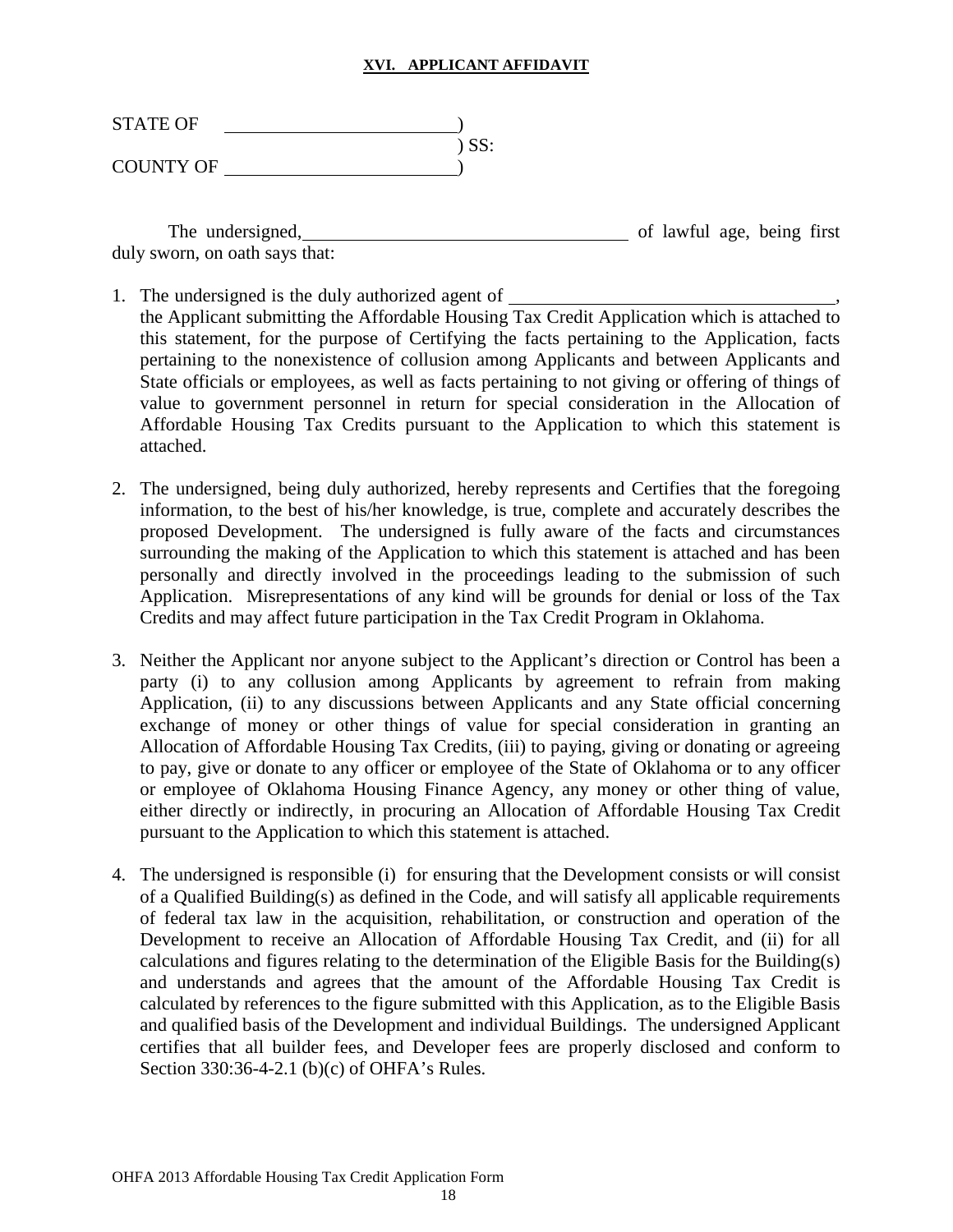## XVI. APPLICANT AFFIDAVIT

STATE OF \_\_\_\_\_\_\_\_\_\_\_\_\_\_\_\_\_\_\_\_\_\_\_\_)
) SS:
COUNTY OF \_\_\_\_\_\_\_\_\_\_\_\_\_\_\_\_\_\_\_\_\_\_\_\_)

The undersigned, \_\_\_\_\_\_\_\_\_\_\_\_\_\_\_\_\_\_\_\_\_\_\_\_\_\_\_\_\_\_\_\_\_\_\_ of lawful age, being first duly sworn, on oath says that:

1. The undersigned is the duly authorized agent of \_\_\_\_\_\_\_\_\_\_\_\_\_\_\_\_\_\_\_\_\_\_\_\_\_\_\_\_\_\_\_\_\_\_\_, the Applicant submitting the Affordable Housing Tax Credit Application which is attached to this statement, for the purpose of Certifying the facts pertaining to the Application, facts pertaining to the nonexistence of collusion among Applicants and between Applicants and State officials or employees, as well as facts pertaining to not giving or offering of things of value to government personnel in return for special consideration in the Allocation of Affordable Housing Tax Credits pursuant to the Application to which this statement is attached.

2. The undersigned, being duly authorized, hereby represents and Certifies that the foregoing information, to the best of his/her knowledge, is true, complete and accurately describes the proposed Development. The undersigned is fully aware of the facts and circumstances surrounding the making of the Application to which this statement is attached and has been personally and directly involved in the proceedings leading to the submission of such Application. Misrepresentations of any kind will be grounds for denial or loss of the Tax Credits and may affect future participation in the Tax Credit Program in Oklahoma.

3. Neither the Applicant nor anyone subject to the Applicant's direction or Control has been a party (i) to any collusion among Applicants by agreement to refrain from making Application, (ii) to any discussions between Applicants and any State official concerning exchange of money or other things of value for special consideration in granting an Allocation of Affordable Housing Tax Credits, (iii) to paying, giving or donating or agreeing to pay, give or donate to any officer or employee of the State of Oklahoma or to any officer or employee of Oklahoma Housing Finance Agency, any money or other thing of value, either directly or indirectly, in procuring an Allocation of Affordable Housing Tax Credit pursuant to the Application to which this statement is attached.

4. The undersigned is responsible (i) for ensuring that the Development consists or will consist of a Qualified Building(s) as defined in the Code, and will satisfy all applicable requirements of federal tax law in the acquisition, rehabilitation, or construction and operation of the Development to receive an Allocation of Affordable Housing Tax Credit, and (ii) for all calculations and figures relating to the determination of the Eligible Basis for the Building(s) and understands and agrees that the amount of the Affordable Housing Tax Credit is calculated by references to the figure submitted with this Application, as to the Eligible Basis and qualified basis of the Development and individual Buildings. The undersigned Applicant certifies that all builder fees, and Developer fees are properly disclosed and conform to Section 330:36-4-2.1 (b)(c) of OHFA's Rules.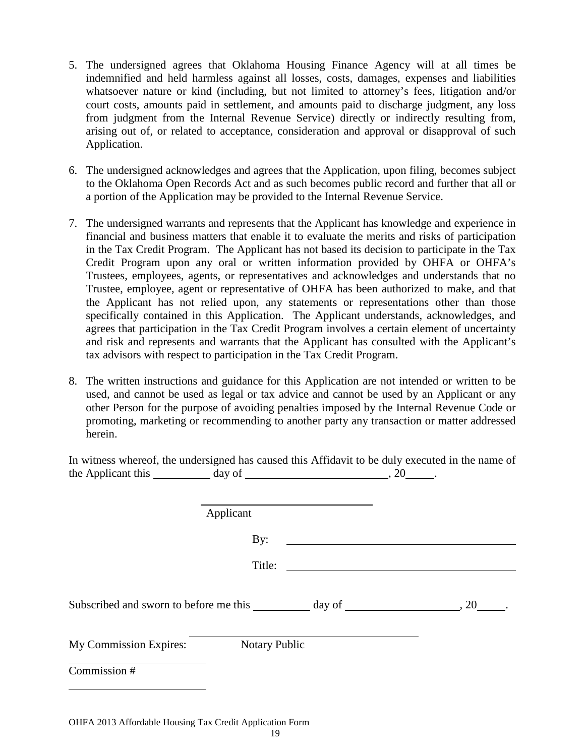5. The undersigned agrees that Oklahoma Housing Finance Agency will at all times be indemnified and held harmless against all losses, costs, damages, expenses and liabilities whatsoever nature or kind (including, but not limited to attorney's fees, litigation and/or court costs, amounts paid in settlement, and amounts paid to discharge judgment, any loss from judgment from the Internal Revenue Service) directly or indirectly resulting from, arising out of, or related to acceptance, consideration and approval or disapproval of such Application.

6. The undersigned acknowledges and agrees that the Application, upon filing, becomes subject to the Oklahoma Open Records Act and as such becomes public record and further that all or a portion of the Application may be provided to the Internal Revenue Service.

7. The undersigned warrants and represents that the Applicant has knowledge and experience in financial and business matters that enable it to evaluate the merits and risks of participation in the Tax Credit Program. The Applicant has not based its decision to participate in the Tax Credit Program upon any oral or written information provided by OHFA or OHFA's Trustees, employees, agents, or representatives and acknowledges and understands that no Trustee, employee, agent or representative of OHFA has been authorized to make, and that the Applicant has not relied upon, any statements or representations other than those specifically contained in this Application. The Applicant understands, acknowledges, and agrees that participation in the Tax Credit Program involves a certain element of uncertainty and risk and represents and warrants that the Applicant has consulted with the Applicant's tax advisors with respect to participation in the Tax Credit Program.

8. The written instructions and guidance for this Application are not intended or written to be used, and cannot be used as legal or tax advice and cannot be used by an Applicant or any other Person for the purpose of avoiding penalties imposed by the Internal Revenue Code or promoting, marketing or recommending to another party any transaction or matter addressed herein.

In witness whereof, the undersigned has caused this Affidavit to be duly executed in the name of the Applicant this __________ day of _________________________, 20_____.

_______________________________
Applicant

By: ________________________________________

Title: ________________________________________

Subscribed and sworn to before me this __________ day of ____________________, 20_____.

My Commission Expires: ________________________________________
Notary Public

________________________
Commission #

________________________

OHFA 2013 Affordable Housing Tax Credit Application Form